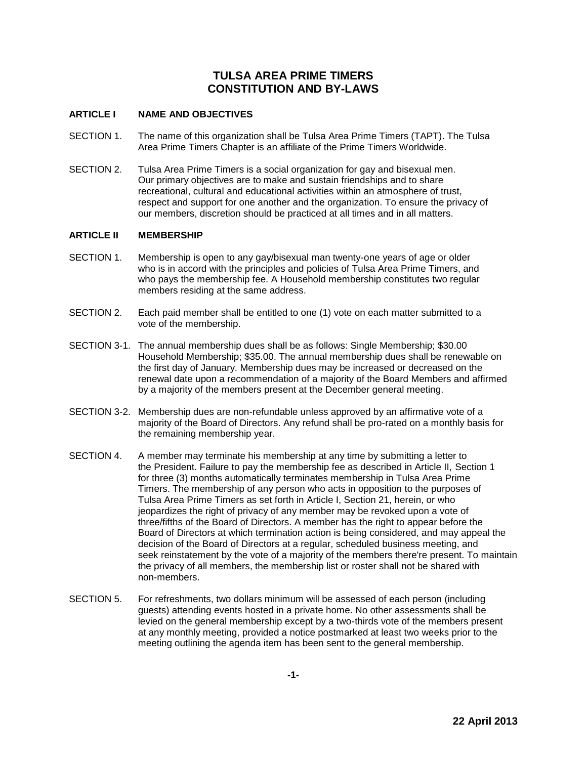# TULSA AREA PRIME TIMERS
# CONSTITUTION AND BY-LAWS

## ARTICLE I NAME AND OBJECTIVES

SECTION 1. The name of this organization shall be Tulsa Area Prime Timers (TAPT). The Tulsa Area Prime Timers Chapter is an affiliate of the Prime Timers Worldwide.

SECTION 2. Tulsa Area Prime Timers is a social organization for gay and bisexual men. Our primary objectives are to make and sustain friendships and to share recreational, cultural and educational activities within an atmosphere of trust, respect and support for one another and the organization. To ensure the privacy of our members, discretion should be practiced at all times and in all matters.

## ARTICLE II MEMBERSHIP

SECTION 1. Membership is open to any gay/bisexual man twenty-one years of age or older who is in accord with the principles and policies of Tulsa Area Prime Timers, and who pays the membership fee. A Household membership constitutes two regular members residing at the same address.

SECTION 2. Each paid member shall be entitled to one (1) vote on each matter submitted to a vote of the membership.

SECTION 3-1. The annual membership dues shall be as follows: Single Membership; $30.00 Household Membership; $35.00. The annual membership dues shall be renewable on the first day of January. Membership dues may be increased or decreased on the renewal date upon a recommendation of a majority of the Board Members and affirmed by a majority of the members present at the December general meeting.

SECTION 3-2. Membership dues are non-refundable unless approved by an affirmative vote of a majority of the Board of Directors. Any refund shall be pro-rated on a monthly basis for the remaining membership year.

SECTION 4. A member may terminate his membership at any time by submitting a letter to the President. Failure to pay the membership fee as described in Article II, Section 1 for three (3) months automatically terminates membership in Tulsa Area Prime Timers. The membership of any person who acts in opposition to the purposes of Tulsa Area Prime Timers as set forth in Article I, Section 21, herein, or who jeopardizes the right of privacy of any member may be revoked upon a vote of three/fifths of the Board of Directors. A member has the right to appear before the Board of Directors at which termination action is being considered, and may appeal the decision of the Board of Directors at a regular, scheduled business meeting, and seek reinstatement by the vote of a majority of the members there're present. To maintain the privacy of all members, the membership list or roster shall not be shared with non-members.

SECTION 5. For refreshments, two dollars minimum will be assessed of each person (including guests) attending events hosted in a private home. No other assessments shall be levied on the general membership except by a two-thirds vote of the members present at any monthly meeting, provided a notice postmarked at least two weeks prior to the meeting outlining the agenda item has been sent to the general membership.

22 April 2013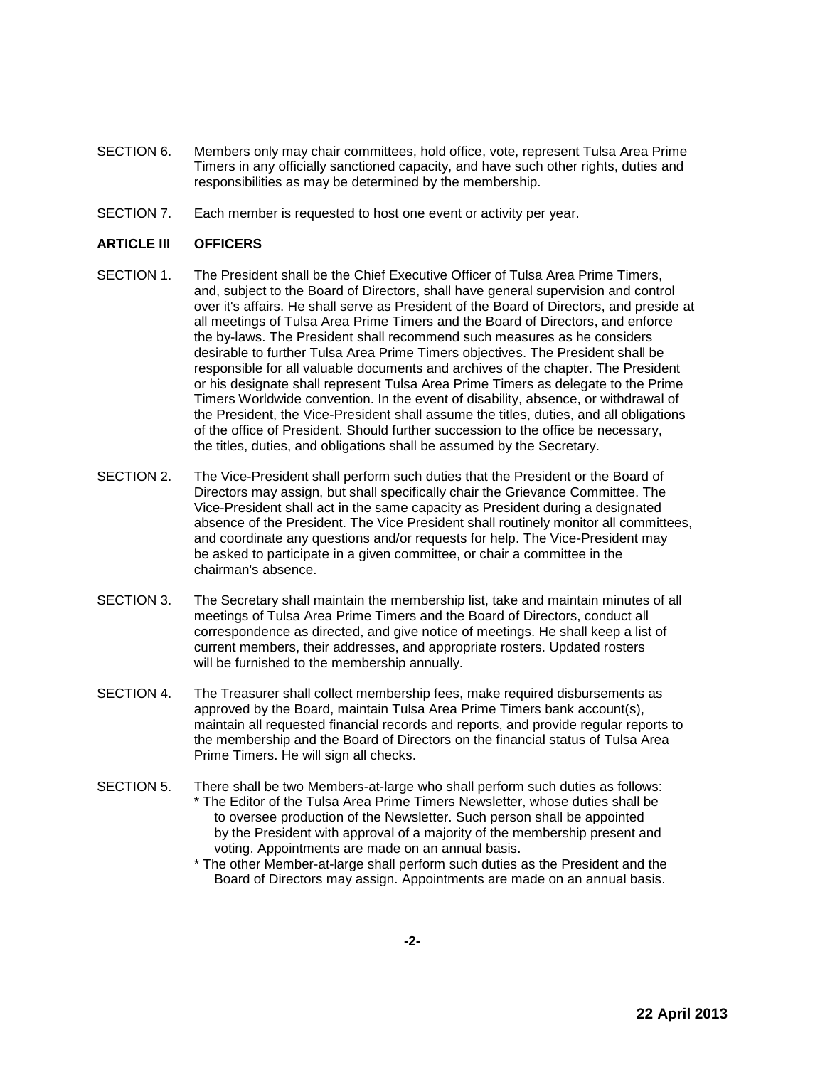SECTION 6. Members only may chair committees, hold office, vote, represent Tulsa Area Prime Timers in any officially sanctioned capacity, and have such other rights, duties and responsibilities as may be determined by the membership.

SECTION 7. Each member is requested to host one event or activity per year.

## ARTICLE III OFFICERS

SECTION 1. The President shall be the Chief Executive Officer of Tulsa Area Prime Timers, and, subject to the Board of Directors, shall have general supervision and control over it's affairs. He shall serve as President of the Board of Directors, and preside at all meetings of Tulsa Area Prime Timers and the Board of Directors, and enforce the by-laws. The President shall recommend such measures as he considers desirable to further Tulsa Area Prime Timers objectives. The President shall be responsible for all valuable documents and archives of the chapter. The President or his designate shall represent Tulsa Area Prime Timers as delegate to the Prime Timers Worldwide convention. In the event of disability, absence, or withdrawal of the President, the Vice-President shall assume the titles, duties, and all obligations of the office of President. Should further succession to the office be necessary, the titles, duties, and obligations shall be assumed by the Secretary.

SECTION 2. The Vice-President shall perform such duties that the President or the Board of Directors may assign, but shall specifically chair the Grievance Committee. The Vice-President shall act in the same capacity as President during a designated absence of the President. The Vice President shall routinely monitor all committees, and coordinate any questions and/or requests for help. The Vice-President may be asked to participate in a given committee, or chair a committee in the chairman's absence.

SECTION 3. The Secretary shall maintain the membership list, take and maintain minutes of all meetings of Tulsa Area Prime Timers and the Board of Directors, conduct all correspondence as directed, and give notice of meetings. He shall keep a list of current members, their addresses, and appropriate rosters. Updated rosters will be furnished to the membership annually.

SECTION 4. The Treasurer shall collect membership fees, make required disbursements as approved by the Board, maintain Tulsa Area Prime Timers bank account(s), maintain all requested financial records and reports, and provide regular reports to the membership and the Board of Directors on the financial status of Tulsa Area Prime Timers. He will sign all checks.

SECTION 5. There shall be two Members-at-large who shall perform such duties as follows:

* The Editor of the Tulsa Area Prime Timers Newsletter, whose duties shall be to oversee production of the Newsletter. Such person shall be appointed by the President with approval of a majority of the membership present and voting. Appointments are made on an annual basis.
* The other Member-at-large shall perform such duties as the President and the Board of Directors may assign. Appointments are made on an annual basis.

22 April 2013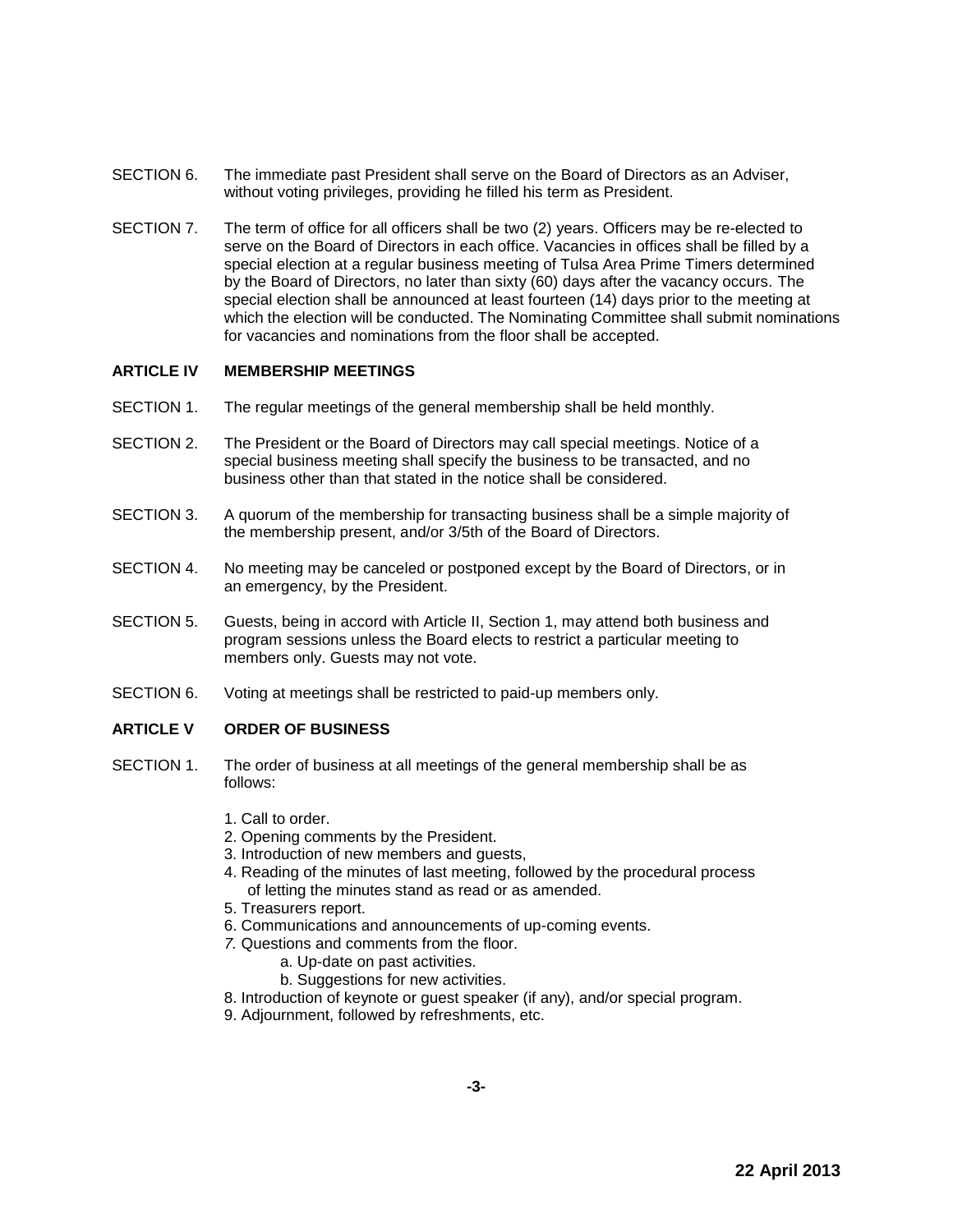SECTION 6. The immediate past President shall serve on the Board of Directors as an Adviser, without voting privileges, providing he filled his term as President.

SECTION 7. The term of office for all officers shall be two (2) years. Officers may be re-elected to serve on the Board of Directors in each office. Vacancies in offices shall be filled by a special election at a regular business meeting of Tulsa Area Prime Timers determined by the Board of Directors, no later than sixty (60) days after the vacancy occurs. The special election shall be announced at least fourteen (14) days prior to the meeting at which the election will be conducted. The Nominating Committee shall submit nominations for vacancies and nominations from the floor shall be accepted.

## ARTICLE IV MEMBERSHIP MEETINGS

SECTION 1. The regular meetings of the general membership shall be held monthly.

SECTION 2. The President or the Board of Directors may call special meetings. Notice of a special business meeting shall specify the business to be transacted, and no business other than that stated in the notice shall be considered.

SECTION 3. A quorum of the membership for transacting business shall be a simple majority of the membership present, and/or 3/5th of the Board of Directors.

SECTION 4. No meeting may be canceled or postponed except by the Board of Directors, or in an emergency, by the President.

SECTION 5. Guests, being in accord with Article II, Section 1, may attend both business and program sessions unless the Board elects to restrict a particular meeting to members only. Guests may not vote.

SECTION 6. Voting at meetings shall be restricted to paid-up members only.

## ARTICLE V ORDER OF BUSINESS

SECTION 1. The order of business at all meetings of the general membership shall be as follows:

1. Call to order.
2. Opening comments by the President.
3. Introduction of new members and guests,
4. Reading of the minutes of last meeting, followed by the procedural process of letting the minutes stand as read or as amended.
5. Treasurers report.
6. Communications and announcements of up-coming events.
7. Questions and comments from the floor.
    a. Up-date on past activities.
    b. Suggestions for new activities.
8. Introduction of keynote or guest speaker (if any), and/or special program.
9. Adjournment, followed by refreshments, etc.

22 April 2013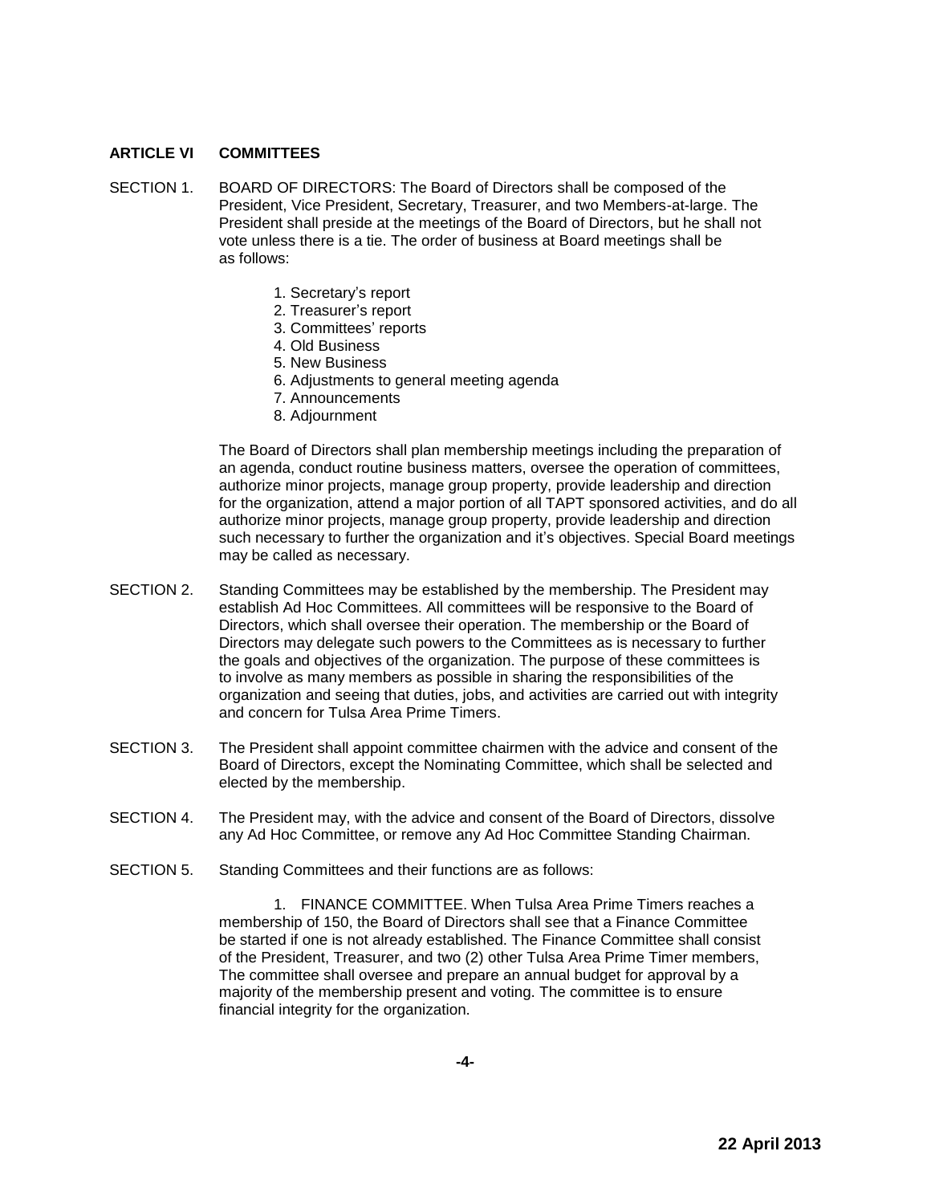## ARTICLE VI COMMITTEES

SECTION 1. BOARD OF DIRECTORS: The Board of Directors shall be composed of the President, Vice President, Secretary, Treasurer, and two Members-at-large. The President shall preside at the meetings of the Board of Directors, but he shall not vote unless there is a tie. The order of business at Board meetings shall be as follows:

1. Secretary's report
2. Treasurer's report
3. Committees' reports
4. Old Business
5. New Business
6. Adjustments to general meeting agenda
7. Announcements
8. Adjournment

The Board of Directors shall plan membership meetings including the preparation of an agenda, conduct routine business matters, oversee the operation of committees, authorize minor projects, manage group property, provide leadership and direction for the organization, attend a major portion of all TAPT sponsored activities, and do all authorize minor projects, manage group property, provide leadership and direction such necessary to further the organization and it's objectives. Special Board meetings may be called as necessary.

SECTION 2. Standing Committees may be established by the membership. The President may establish Ad Hoc Committees. All committees will be responsive to the Board of Directors, which shall oversee their operation. The membership or the Board of Directors may delegate such powers to the Committees as is necessary to further the goals and objectives of the organization. The purpose of these committees is to involve as many members as possible in sharing the responsibilities of the organization and seeing that duties, jobs, and activities are carried out with integrity and concern for Tulsa Area Prime Timers.

SECTION 3. The President shall appoint committee chairmen with the advice and consent of the Board of Directors, except the Nominating Committee, which shall be selected and elected by the membership.

SECTION 4. The President may, with the advice and consent of the Board of Directors, dissolve any Ad Hoc Committee, or remove any Ad Hoc Committee Standing Chairman.

SECTION 5. Standing Committees and their functions are as follows:

1. FINANCE COMMITTEE. When Tulsa Area Prime Timers reaches a membership of 150, the Board of Directors shall see that a Finance Committee be started if one is not already established. The Finance Committee shall consist of the President, Treasurer, and two (2) other Tulsa Area Prime Timer members, The committee shall oversee and prepare an annual budget for approval by a majority of the membership present and voting. The committee is to ensure financial integrity for the organization.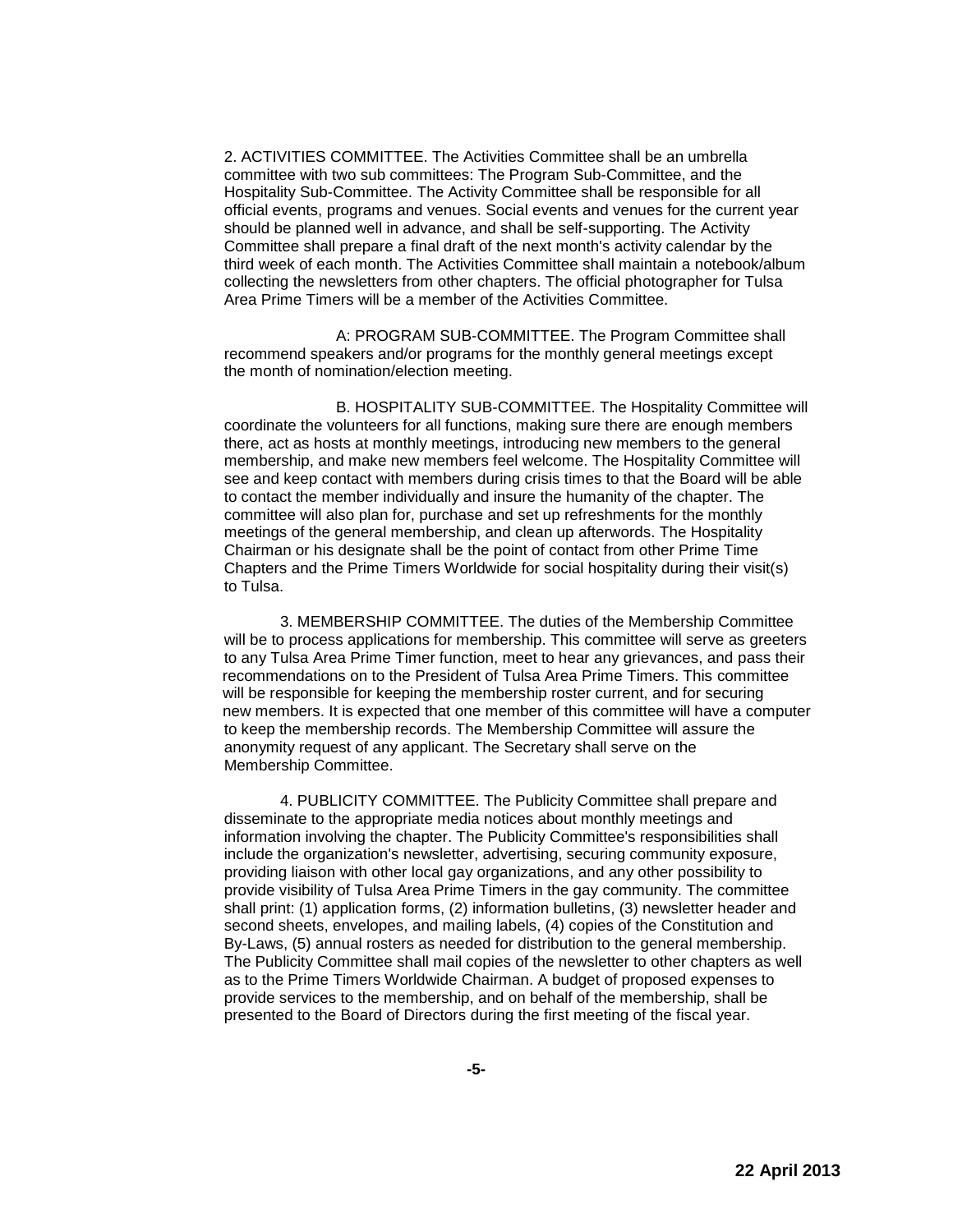2. ACTIVITIES COMMITTEE. The Activities Committee shall be an umbrella committee with two sub committees: The Program Sub-Committee, and the Hospitality Sub-Committee. The Activity Committee shall be responsible for all official events, programs and venues. Social events and venues for the current year should be planned well in advance, and shall be self-supporting. The Activity Committee shall prepare a final draft of the next month's activity calendar by the third week of each month. The Activities Committee shall maintain a notebook/album collecting the newsletters from other chapters. The official photographer for Tulsa Area Prime Timers will be a member of the Activities Committee.

A: PROGRAM SUB-COMMITTEE. The Program Committee shall recommend speakers and/or programs for the monthly general meetings except the month of nomination/election meeting.

B. HOSPITALITY SUB-COMMITTEE. The Hospitality Committee will coordinate the volunteers for all functions, making sure there are enough members there, act as hosts at monthly meetings, introducing new members to the general membership, and make new members feel welcome. The Hospitality Committee will see and keep contact with members during crisis times to that the Board will be able to contact the member individually and insure the humanity of the chapter. The committee will also plan for, purchase and set up refreshments for the monthly meetings of the general membership, and clean up afterwords. The Hospitality Chairman or his designate shall be the point of contact from other Prime Time Chapters and the Prime Timers Worldwide for social hospitality during their visit(s) to Tulsa.

3. MEMBERSHIP COMMITTEE. The duties of the Membership Committee will be to process applications for membership. This committee will serve as greeters to any Tulsa Area Prime Timer function, meet to hear any grievances, and pass their recommendations on to the President of Tulsa Area Prime Timers. This committee will be responsible for keeping the membership roster current, and for securing new members. It is expected that one member of this committee will have a computer to keep the membership records. The Membership Committee will assure the anonymity request of any applicant. The Secretary shall serve on the Membership Committee.

4. PUBLICITY COMMITTEE. The Publicity Committee shall prepare and disseminate to the appropriate media notices about monthly meetings and information involving the chapter. The Publicity Committee's responsibilities shall include the organization's newsletter, advertising, securing community exposure, providing liaison with other local gay organizations, and any other possibility to provide visibility of Tulsa Area Prime Timers in the gay community. The committee shall print: (1) application forms, (2) information bulletins, (3) newsletter header and second sheets, envelopes, and mailing labels, (4) copies of the Constitution and By-Laws, (5) annual rosters as needed for distribution to the general membership. The Publicity Committee shall mail copies of the newsletter to other chapters as well as to the Prime Timers Worldwide Chairman. A budget of proposed expenses to provide services to the membership, and on behalf of the membership, shall be presented to the Board of Directors during the first meeting of the fiscal year.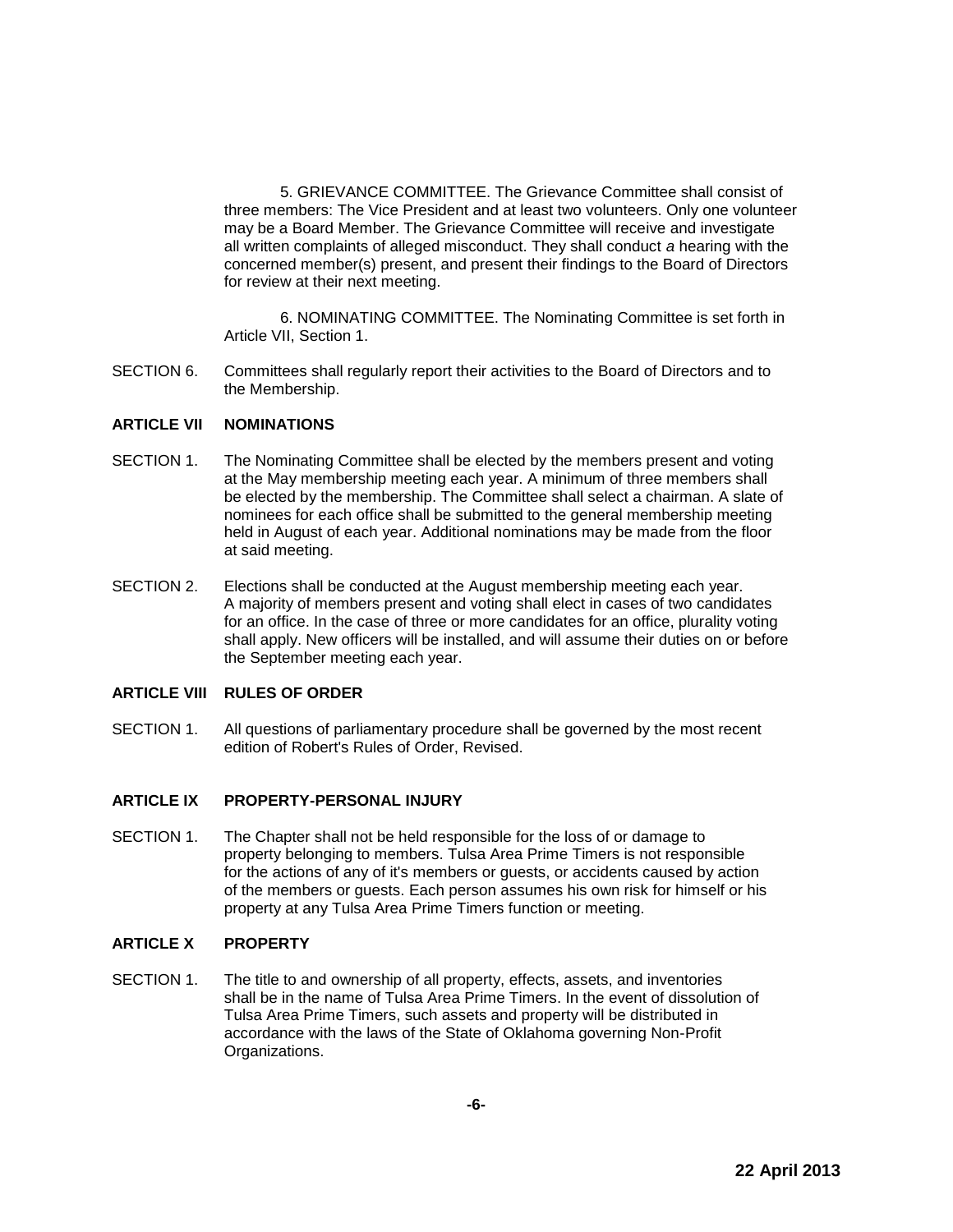5. GRIEVANCE COMMITTEE. The Grievance Committee shall consist of three members: The Vice President and at least two volunteers. Only one volunteer may be a Board Member. The Grievance Committee will receive and investigate all written complaints of alleged misconduct. They shall conduct *a* hearing with the concerned member(s) present, and present their findings to the Board of Directors for review at their next meeting.

6. NOMINATING COMMITTEE. The Nominating Committee is set forth in Article VII, Section 1.

SECTION 6. Committees shall regularly report their activities to the Board of Directors and to the Membership.

## ARTICLE VII NOMINATIONS

SECTION 1. The Nominating Committee shall be elected by the members present and voting at the May membership meeting each year. A minimum of three members shall be elected by the membership. The Committee shall select a chairman. A slate of nominees for each office shall be submitted to the general membership meeting held in August of each year. Additional nominations may be made from the floor at said meeting.

SECTION 2. Elections shall be conducted at the August membership meeting each year. A majority of members present and voting shall elect in cases of two candidates for an office. In the case of three or more candidates for an office, plurality voting shall apply. New officers will be installed, and will assume their duties on or before the September meeting each year.

## ARTICLE VIII RULES OF ORDER

SECTION 1. All questions of parliamentary procedure shall be governed by the most recent edition of Robert's Rules of Order, Revised.

## ARTICLE IX PROPERTY-PERSONAL INJURY

SECTION 1. The Chapter shall not be held responsible for the loss of or damage to property belonging to members. Tulsa Area Prime Timers is not responsible for the actions of any of it's members or guests, or accidents caused by action of the members or guests. Each person assumes his own risk for himself or his property at any Tulsa Area Prime Timers function or meeting.

## ARTICLE X PROPERTY

SECTION 1. The title to and ownership of all property, effects, assets, and inventories shall be in the name of Tulsa Area Prime Timers. In the event of dissolution of Tulsa Area Prime Timers, such assets and property will be distributed in accordance with the laws of the State of Oklahoma governing Non-Profit Organizations.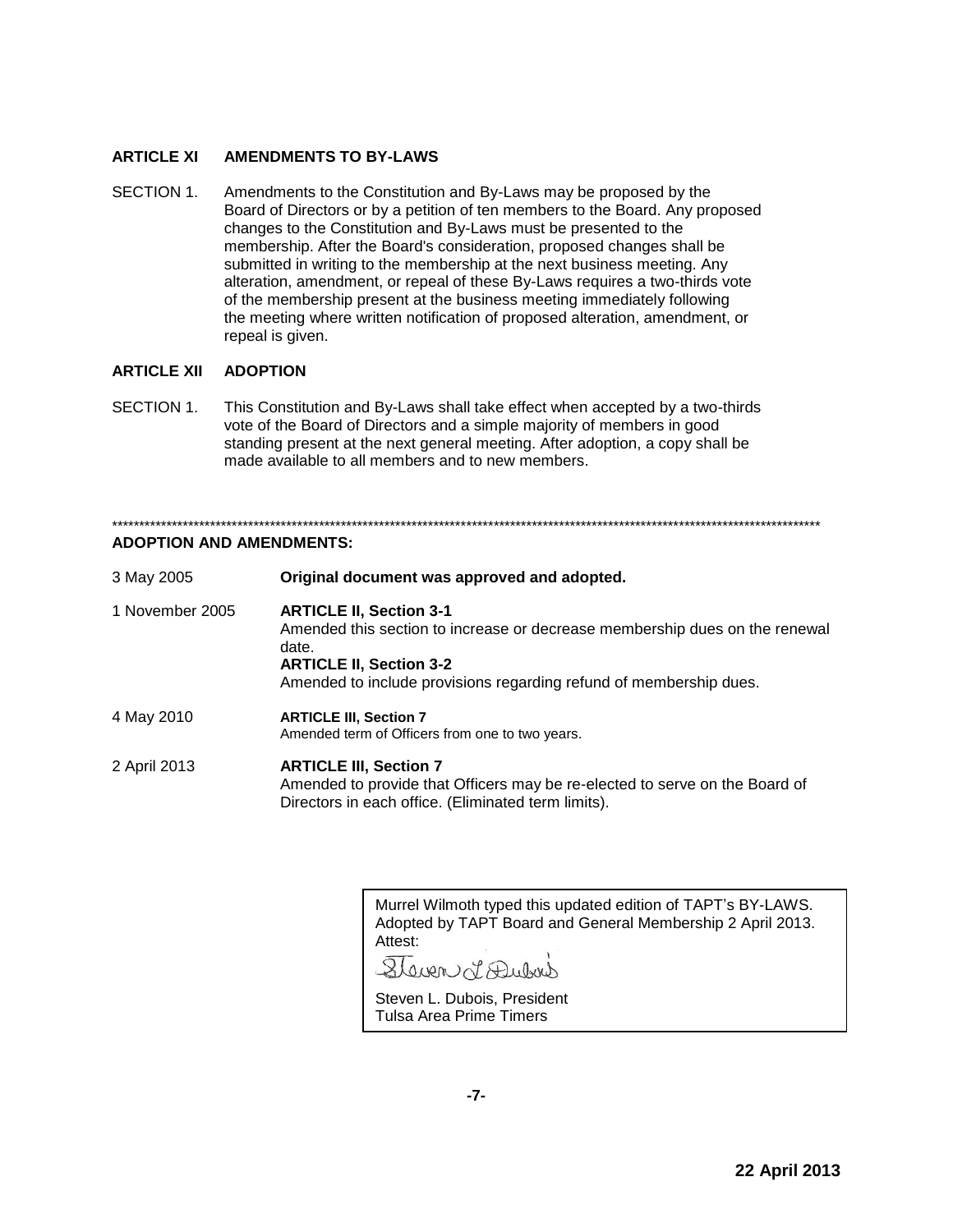### ARTICLE XI AMENDMENTS TO BY-LAWS

SECTION 1. Amendments to the Constitution and By-Laws may be proposed by the Board of Directors or by a petition of ten members to the Board. Any proposed changes to the Constitution and By-Laws must be presented to the membership. After the Board's consideration, proposed changes shall be submitted in writing to the membership at the next business meeting. Any alteration, amendment, or repeal of these By-Laws requires a two-thirds vote of the membership present at the business meeting immediately following the meeting where written notification of proposed alteration, amendment, or repeal is given.

### ARTICLE XII ADOPTION

SECTION 1. This Constitution and By-Laws shall take effect when accepted by a two-thirds vote of the Board of Directors and a simple majority of members in good standing present at the next general meeting. After adoption, a copy shall be made available to all members and to new members.

*****************************************************************************************************************************

**ADOPTION AND AMENDMENTS:**

| | |
|---|---|
| 3 May 2005 | **Original document was approved and adopted.** |
| 1 November 2005 | **ARTICLE II, Section 3-1**<br>Amended this section to increase or decrease membership dues on the renewal date.<br>**ARTICLE II, Section 3-2**<br>Amended to include provisions regarding refund of membership dues. |
| 4 May 2010 | **ARTICLE III, Section 7**<br>Amended term of Officers from one to two years. |
| 2 April 2013 | **ARTICLE III, Section 7**<br>Amended to provide that Officers may be re-elected to serve on the Board of Directors in each office. (Eliminated term limits). |

Murrel Wilmoth typed this updated edition of TAPT's BY-LAWS.
Adopted by TAPT Board and General Membership 2 April 2013.
Attest:

Steven L. Dubois

Steven L. Dubois, President
Tulsa Area Prime Timers

**22 April 2013**